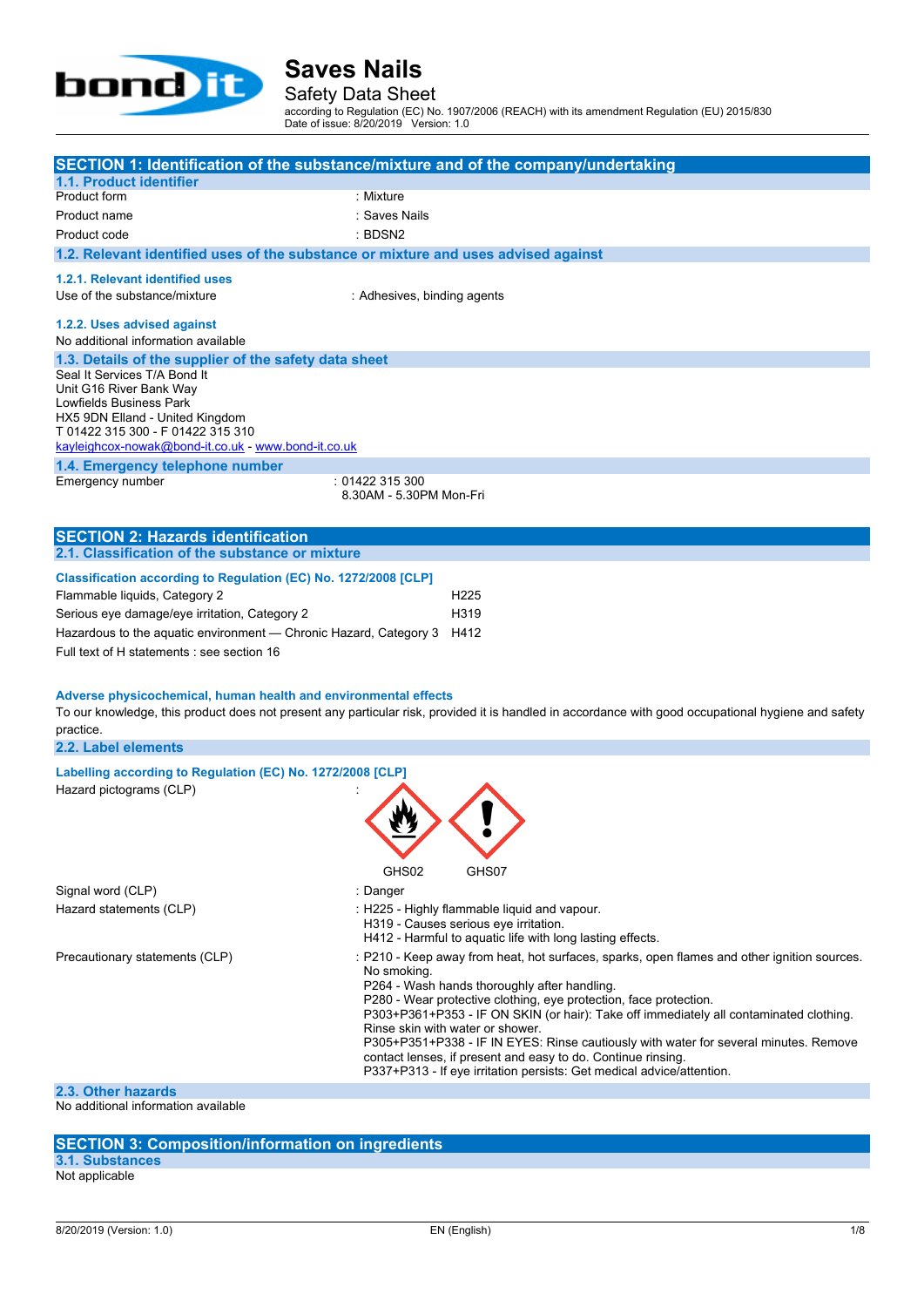# Saves Nails

## Safety Data Sheet

according to Regulation (EC) No. 1907/2006 (REACH) with its amendment Regulation (EU) 2015/830
Date of issue: 8/20/2019 Version: 1.0

## SECTION 1: Identification of the substance/mixture and of the company/undertaking

### 1.1. Product identifier

| | |
|---|---|
| Product form | : Mixture |
| Product name | : Saves Nails |
| Product code | : BDSN2 |

### 1.2. Relevant identified uses of the substance or mixture and uses advised against

#### 1.2.1. Relevant identified uses

| | |
|---|---|
| Use of the substance/mixture | : Adhesives, binding agents |

#### 1.2.2. Uses advised against

No additional information available

### 1.3. Details of the supplier of the safety data sheet

Seal It Services T/A Bond It
Unit G16 River Bank Way
Lowfields Business Park
HX5 9DN Elland - United Kingdom
T 01422 315 300 - F 01422 315 310
kayleighcox-nowak@bond-it.co.uk - www.bond-it.co.uk

### 1.4. Emergency telephone number

| | |
|---|---|
| Emergency number | : 01422 315 300<br>8.30AM - 5.30PM Mon-Fri |

## SECTION 2: Hazards identification

### 2.1. Classification of the substance or mixture

**Classification according to Regulation (EC) No. 1272/2008 [CLP]**

| | |
|---|---|
| Flammable liquids, Category 2 | H225 |
| Serious eye damage/eye irritation, Category 2 | H319 |
| Hazardous to the aquatic environment — Chronic Hazard, Category 3 | H412 |

Full text of H statements : see section 16

**Adverse physicochemical, human health and environmental effects**

To our knowledge, this product does not present any particular risk, provided it is handled in accordance with good occupational hygiene and safety practice.

### 2.2. Label elements

**Labelling according to Regulation (EC) No. 1272/2008 [CLP]**

Hazard pictograms (CLP) :

GHS02 GHS07

| | |
|---|---|
| Signal word (CLP) | : Danger |
| Hazard statements (CLP) | : H225 - Highly flammable liquid and vapour.<br>H319 - Causes serious eye irritation.<br>H412 - Harmful to aquatic life with long lasting effects. |
| Precautionary statements (CLP) | : P210 - Keep away from heat, hot surfaces, sparks, open flames and other ignition sources. No smoking.<br>P264 - Wash hands thoroughly after handling.<br>P280 - Wear protective clothing, eye protection, face protection.<br>P303+P361+P353 - IF ON SKIN (or hair): Take off immediately all contaminated clothing. Rinse skin with water or shower.<br>P305+P351+P338 - IF IN EYES: Rinse cautiously with water for several minutes. Remove contact lenses, if present and easy to do. Continue rinsing.<br>P337+P313 - If eye irritation persists: Get medical advice/attention. |

### 2.3. Other hazards

No additional information available

## SECTION 3: Composition/information on ingredients

### 3.1. Substances

Not applicable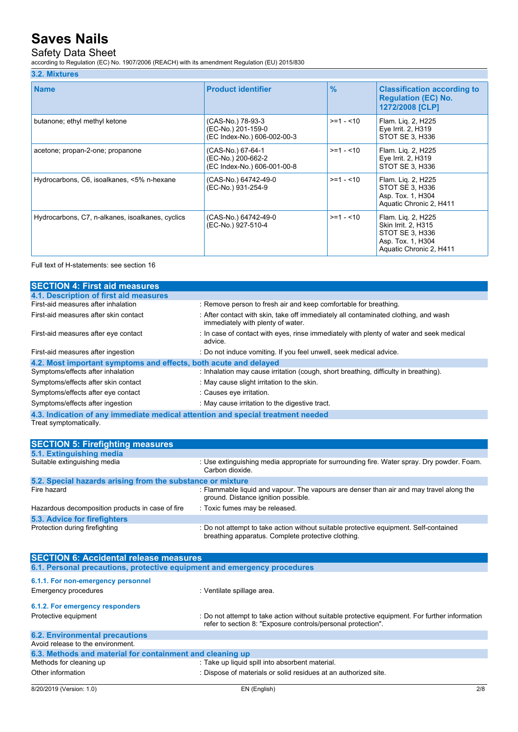### 3.2. Mixtures

| Name | Product identifier | % | Classification according to Regulation (EC) No. 1272/2008 [CLP] |
|---|---|---|---|
| butanone; ethyl methyl ketone | (CAS-No.) 78-93-3<br>(EC-No.) 201-159-0<br>(EC Index-No.) 606-002-00-3 | >=1 - <10 | Flam. Liq. 2, H225<br>Eye Irrit. 2, H319<br>STOT SE 3, H336 |
| acetone; propan-2-one; propanone | (CAS-No.) 67-64-1<br>(EC-No.) 200-662-2<br>(EC Index-No.) 606-001-00-8 | >=1 - <10 | Flam. Liq. 2, H225<br>Eye Irrit. 2, H319<br>STOT SE 3, H336 |
| Hydrocarbons, C6, isoalkanes, <5% n-hexane | (CAS-No.) 64742-49-0<br>(EC-No.) 931-254-9 | >=1 - <10 | Flam. Liq. 2, H225<br>STOT SE 3, H336<br>Asp. Tox. 1, H304<br>Aquatic Chronic 2, H411 |
| Hydrocarbons, C7, n-alkanes, isoalkanes, cyclics | (CAS-No.) 64742-49-0<br>(EC-No.) 927-510-4 | >=1 - <10 | Flam. Liq. 2, H225<br>Skin Irrit. 2, H315<br>STOT SE 3, H336<br>Asp. Tox. 1, H304<br>Aquatic Chronic 2, H411 |

Full text of H-statements: see section 16

## SECTION 4: First aid measures

### 4.1. Description of first aid measures

First-aid measures after inhalation : Remove person to fresh air and keep comfortable for breathing.

First-aid measures after skin contact : After contact with skin, take off immediately all contaminated clothing, and wash immediately with plenty of water.

First-aid measures after eye contact : In case of contact with eyes, rinse immediately with plenty of water and seek medical advice.

First-aid measures after ingestion : Do not induce vomiting. If you feel unwell, seek medical advice.

### 4.2. Most important symptoms and effects, both acute and delayed

Symptoms/effects after inhalation : Inhalation may cause irritation (cough, short breathing, difficulty in breathing).

Symptoms/effects after skin contact : May cause slight irritation to the skin.

Symptoms/effects after eye contact : Causes eye irritation.

Symptoms/effects after ingestion : May cause irritation to the digestive tract.

### 4.3. Indication of any immediate medical attention and special treatment needed

Treat symptomatically.

## SECTION 5: Firefighting measures

### 5.1. Extinguishing media

Suitable extinguishing media : Use extinguishing media appropriate for surrounding fire. Water spray. Dry powder. Foam. Carbon dioxide.

### 5.2. Special hazards arising from the substance or mixture

Fire hazard : Flammable liquid and vapour. The vapours are denser than air and may travel along the ground. Distance ignition possible.

Hazardous decomposition products in case of fire : Toxic fumes may be released.

### 5.3. Advice for firefighters

Protection during firefighting : Do not attempt to take action without suitable protective equipment. Self-contained breathing apparatus. Complete protective clothing.

## SECTION 6: Accidental release measures

### 6.1. Personal precautions, protective equipment and emergency procedures

#### 6.1.1. For non-emergency personnel

Emergency procedures : Ventilate spillage area.

#### 6.1.2. For emergency responders

Protective equipment : Do not attempt to take action without suitable protective equipment. For further information refer to section 8: "Exposure controls/personal protection".

### 6.2. Environmental precautions

Avoid release to the environment.

### 6.3. Methods and material for containment and cleaning up

Methods for cleaning up : Take up liquid spill into absorbent material.

Other information : Dispose of materials or solid residues at an authorized site.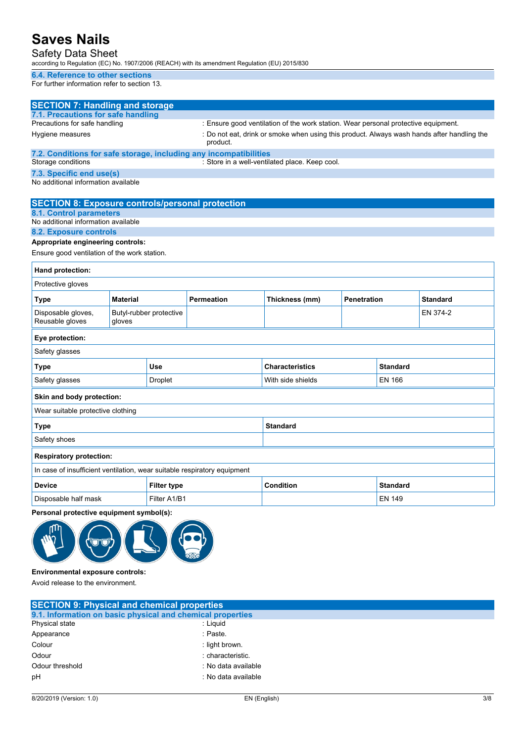### 6.4. Reference to other sections

For further information refer to section 13.

## SECTION 7: Handling and storage

### 7.1. Precautions for safe handling

Precautions for safe handling : Ensure good ventilation of the work station. Wear personal protective equipment.

Hygiene measures : Do not eat, drink or smoke when using this product. Always wash hands after handling the product.

### 7.2. Conditions for safe storage, including any incompatibilities

Storage conditions : Store in a well-ventilated place. Keep cool.

### 7.3. Specific end use(s)

No additional information available

## SECTION 8: Exposure controls/personal protection

### 8.1. Control parameters

No additional information available

### 8.2. Exposure controls

**Appropriate engineering controls:**

Ensure good ventilation of the work station.

**Hand protection:**

Protective gloves

| Type | Material | Permeation | Thickness (mm) | Penetration | Standard |
|---|---|---|---|---|---|
| Disposable gloves, Reusable gloves | Butyl-rubber protective gloves | | | | EN 374-2 |

**Eye protection:**

Safety glasses

| Type | Use | Characteristics | Standard |
|---|---|---|---|
| Safety glasses | Droplet | With side shields | EN 166 |

**Skin and body protection:**

Wear suitable protective clothing

| Type | Standard |
|---|---|
| Safety shoes | |

**Respiratory protection:**

In case of insufficient ventilation, wear suitable respiratory equipment

| Device | Filter type | Condition | Standard |
|---|---|---|---|
| Disposable half mask | Filter A1/B1 | | EN 149 |

**Personal protective equipment symbol(s):**

**Environmental exposure controls:**

Avoid release to the environment.

## SECTION 9: Physical and chemical properties

### 9.1. Information on basic physical and chemical properties

Physical state : Liquid

Appearance : Paste.

Colour : light brown.

Odour : characteristic.

Odour threshold : No data available

pH : No data available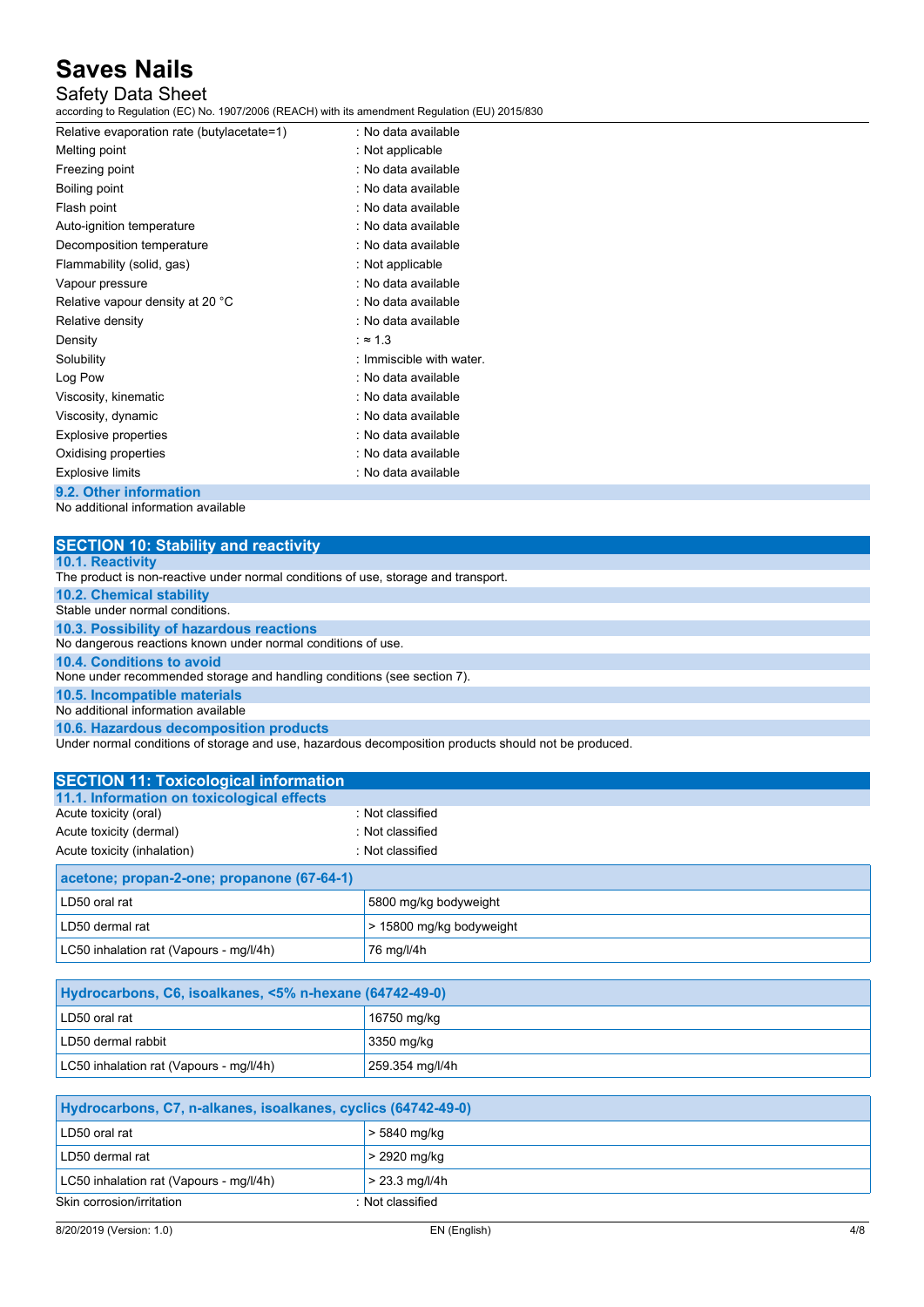| | |
|---|---|
| Relative evaporation rate (butylacetate=1) | : No data available |
| Melting point | : Not applicable |
| Freezing point | : No data available |
| Boiling point | : No data available |
| Flash point | : No data available |
| Auto-ignition temperature | : No data available |
| Decomposition temperature | : No data available |
| Flammability (solid, gas) | : Not applicable |
| Vapour pressure | : No data available |
| Relative vapour density at 20 °C | : No data available |
| Relative density | : No data available |
| Density | : ≈ 1.3 |
| Solubility | : Immiscible with water. |
| Log Pow | : No data available |
| Viscosity, kinematic | : No data available |
| Viscosity, dynamic | : No data available |
| Explosive properties | : No data available |
| Oxidising properties | : No data available |
| Explosive limits | : No data available |

### 9.2. Other information

No additional information available

## SECTION 10: Stability and reactivity

### 10.1. Reactivity

The product is non-reactive under normal conditions of use, storage and transport.

### 10.2. Chemical stability

Stable under normal conditions.

### 10.3. Possibility of hazardous reactions

No dangerous reactions known under normal conditions of use.

### 10.4. Conditions to avoid

None under recommended storage and handling conditions (see section 7).

### 10.5. Incompatible materials

No additional information available

### 10.6. Hazardous decomposition products

Under normal conditions of storage and use, hazardous decomposition products should not be produced.

## SECTION 11: Toxicological information

### 11.1. Information on toxicological effects

| | |
|---|---|
| Acute toxicity (oral) | : Not classified |
| Acute toxicity (dermal) | : Not classified |
| Acute toxicity (inhalation) | : Not classified |

| acetone; propan-2-one; propanone (67-64-1) | |
|---|---|
| LD50 oral rat | 5800 mg/kg bodyweight |
| LD50 dermal rat | > 15800 mg/kg bodyweight |
| LC50 inhalation rat (Vapours - mg/l/4h) | 76 mg/l/4h |

| Hydrocarbons, C6, isoalkanes, <5% n-hexane (64742-49-0) | |
|---|---|
| LD50 oral rat | 16750 mg/kg |
| LD50 dermal rabbit | 3350 mg/kg |
| LC50 inhalation rat (Vapours - mg/l/4h) | 259.354 mg/l/4h |

| Hydrocarbons, C7, n-alkanes, isoalkanes, cyclics (64742-49-0) | |
|---|---|
| LD50 oral rat | > 5840 mg/kg |
| LD50 dermal rat | > 2920 mg/kg |
| LC50 inhalation rat (Vapours - mg/l/4h) | > 23.3 mg/l/4h |

| | |
|---|---|
| Skin corrosion/irritation | : Not classified |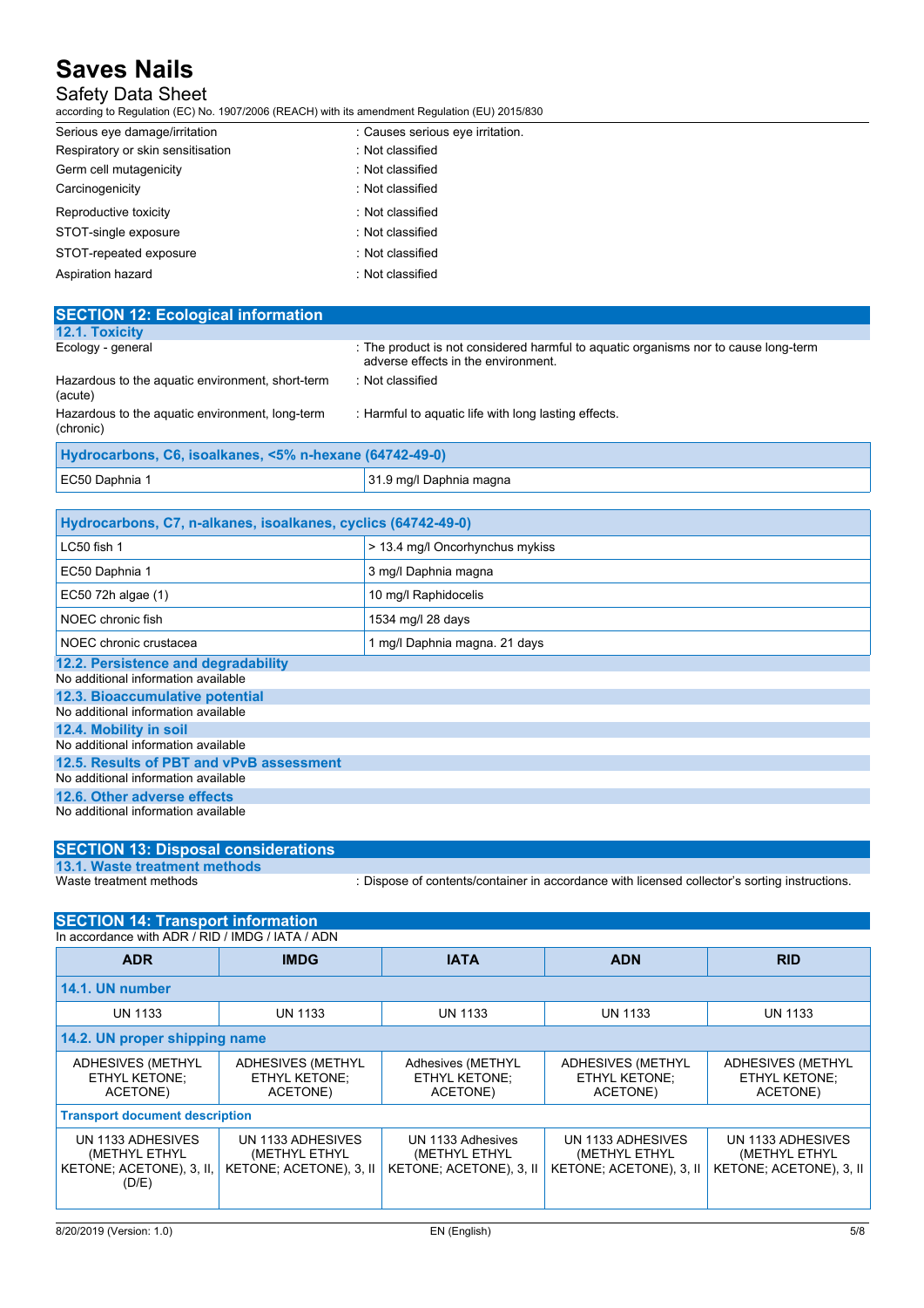| | |
|---|---|
| Serious eye damage/irritation | : Causes serious eye irritation. |
| Respiratory or skin sensitisation | : Not classified |
| Germ cell mutagenicity | : Not classified |
| Carcinogenicity | : Not classified |
| Reproductive toxicity | : Not classified |
| STOT-single exposure | : Not classified |
| STOT-repeated exposure | : Not classified |
| Aspiration hazard | : Not classified |

## SECTION 12: Ecological information

### 12.1. Toxicity

| | |
|---|---|
| Ecology - general | : The product is not considered harmful to aquatic organisms nor to cause long-term adverse effects in the environment. |
| Hazardous to the aquatic environment, short-term (acute) | : Not classified |
| Hazardous to the aquatic environment, long-term (chronic) | : Harmful to aquatic life with long lasting effects. |

| Hydrocarbons, C6, isoalkanes, <5% n-hexane (64742-49-0) | |
|---|---|
| EC50 Daphnia 1 | 31.9 mg/l Daphnia magna |

| Hydrocarbons, C7, n-alkanes, isoalkanes, cyclics (64742-49-0) | |
|---|---|
| LC50 fish 1 | > 13.4 mg/l Oncorhynchus mykiss |
| EC50 Daphnia 1 | 3 mg/l Daphnia magna |
| EC50 72h algae (1) | 10 mg/l Raphidocelis |
| NOEC chronic fish | 1534 mg/l 28 days |
| NOEC chronic crustacea | 1 mg/l Daphnia magna. 21 days |

### 12.2. Persistence and degradability

No additional information available

### 12.3. Bioaccumulative potential

No additional information available

### 12.4. Mobility in soil

No additional information available

### 12.5. Results of PBT and vPvB assessment

No additional information available

### 12.6. Other adverse effects

No additional information available

## SECTION 13: Disposal considerations

### 13.1. Waste treatment methods

| | |
|---|---|
| Waste treatment methods | : Dispose of contents/container in accordance with licensed collector's sorting instructions. |

## SECTION 14: Transport information

In accordance with ADR / RID / IMDG / IATA / ADN

| ADR | IMDG | IATA | ADN | RID |
|---|---|---|---|---|
| **14.1. UN number** | | | | |
| UN 1133 | UN 1133 | UN 1133 | UN 1133 | UN 1133 |
| **14.2. UN proper shipping name** | | | | |
| ADHESIVES (METHYL ETHYL KETONE; ACETONE) | ADHESIVES (METHYL ETHYL KETONE; ACETONE) | Adhesives (METHYL ETHYL KETONE; ACETONE) | ADHESIVES (METHYL ETHYL KETONE; ACETONE) | ADHESIVES (METHYL ETHYL KETONE; ACETONE) |
| **Transport document description** | | | | |
| UN 1133 ADHESIVES (METHYL ETHYL KETONE; ACETONE), 3, II, (D/E) | UN 1133 ADHESIVES (METHYL ETHYL KETONE; ACETONE), 3, II | UN 1133 Adhesives (METHYL ETHYL KETONE; ACETONE), 3, II | UN 1133 ADHESIVES (METHYL ETHYL KETONE; ACETONE), 3, II | UN 1133 ADHESIVES (METHYL ETHYL KETONE; ACETONE), 3, II |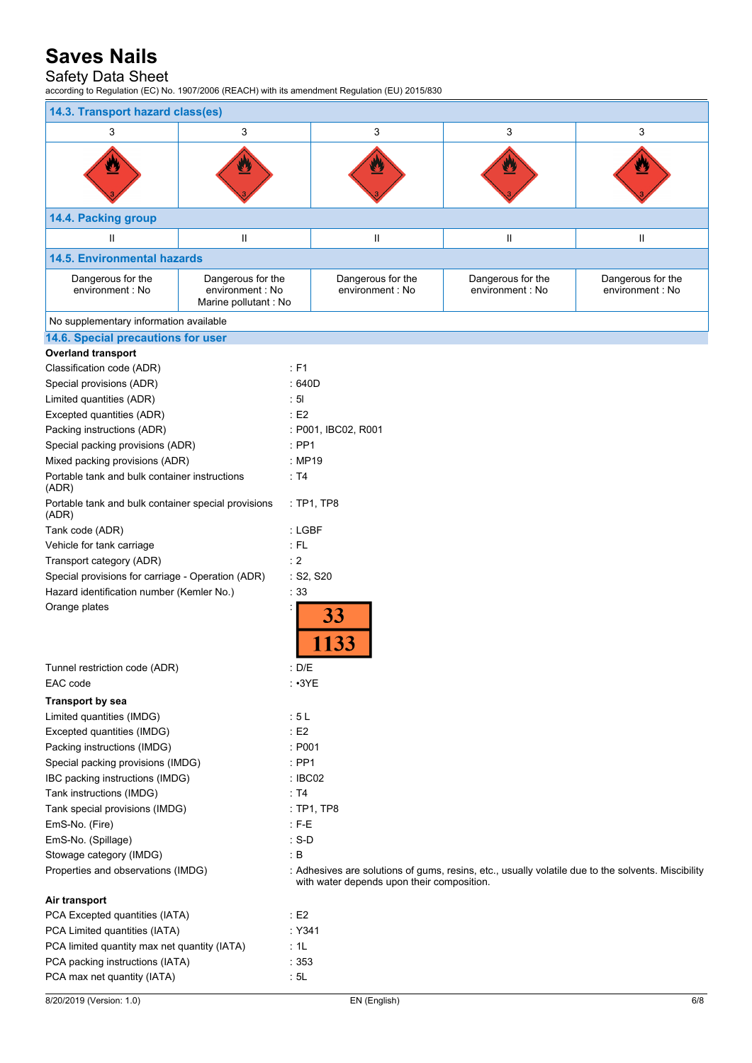# Saves Nails

Safety Data Sheet

according to Regulation (EC) No. 1907/2006 (REACH) with its amendment Regulation (EU) 2015/830

**14.3. Transport hazard class(es)**

| 3 | 3 | 3 | 3 | 3 |
|---|---|---|---|---|

**14.4. Packing group**

| II | II | II | II | II |
|---|---|---|---|---|

**14.5. Environmental hazards**

| Dangerous for the environment : No | Dangerous for the environment : No Marine pollutant : No | Dangerous for the environment : No | Dangerous for the environment : No | Dangerous for the environment : No |
|---|---|---|---|---|

No supplementary information available

## 14.6. Special precautions for user

**Overland transport**

| | |
|---|---|
| Classification code (ADR) | : F1 |
| Special provisions (ADR) | : 640D |
| Limited quantities (ADR) | : 5l |
| Excepted quantities (ADR) | : E2 |
| Packing instructions (ADR) | : P001, IBC02, R001 |
| Special packing provisions (ADR) | : PP1 |
| Mixed packing provisions (ADR) | : MP19 |
| Portable tank and bulk container instructions (ADR) | : T4 |
| Portable tank and bulk container special provisions (ADR) | : TP1, TP8 |
| Tank code (ADR) | : LGBF |
| Vehicle for tank carriage | : FL |
| Transport category (ADR) | : 2 |
| Special provisions for carriage - Operation (ADR) | : S2, S20 |
| Hazard identification number (Kemler No.) | : 33 |
| Orange plates | : 33 / 1133 |
| Tunnel restriction code (ADR) | : D/E |
| EAC code | : •3YE |

**Transport by sea**

| | |
|---|---|
| Limited quantities (IMDG) | : 5 L |
| Excepted quantities (IMDG) | : E2 |
| Packing instructions (IMDG) | : P001 |
| Special packing provisions (IMDG) | : PP1 |
| IBC packing instructions (IMDG) | : IBC02 |
| Tank instructions (IMDG) | : T4 |
| Tank special provisions (IMDG) | : TP1, TP8 |
| EmS-No. (Fire) | : F-E |
| EmS-No. (Spillage) | : S-D |
| Stowage category (IMDG) | : B |
| Properties and observations (IMDG) | : Adhesives are solutions of gums, resins, etc., usually volatile due to the solvents. Miscibility with water depends upon their composition. |

**Air transport**

| | |
|---|---|
| PCA Excepted quantities (IATA) | : E2 |
| PCA Limited quantities (IATA) | : Y341 |
| PCA limited quantity max net quantity (IATA) | : 1L |
| PCA packing instructions (IATA) | : 353 |
| PCA max net quantity (IATA) | : 5L |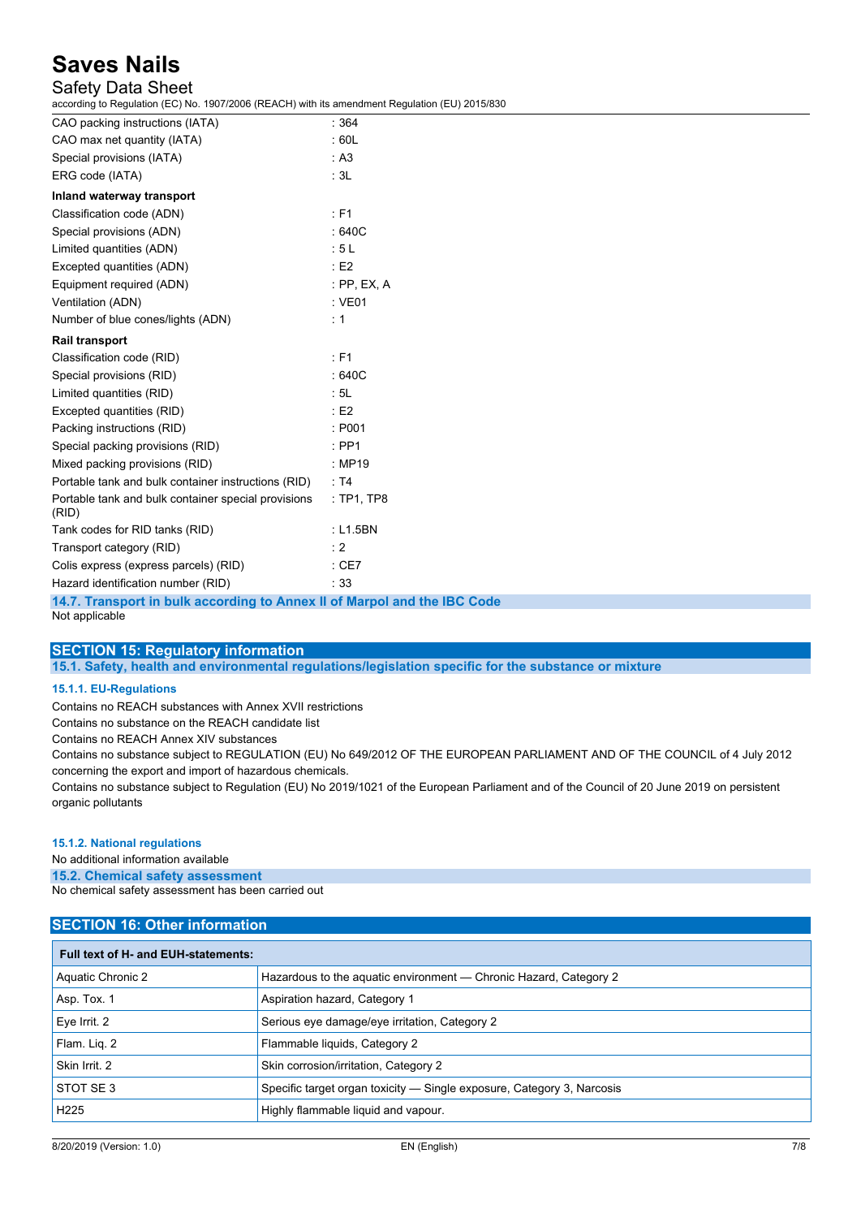| | |
|---|---|
| CAO packing instructions (IATA) | : 364 |
| CAO max net quantity (IATA) | : 60L |
| Special provisions (IATA) | : A3 |
| ERG code (IATA) | : 3L |

**Inland waterway transport**

| | |
|---|---|
| Classification code (ADN) | : F1 |
| Special provisions (ADN) | : 640C |
| Limited quantities (ADN) | : 5 L |
| Excepted quantities (ADN) | : E2 |
| Equipment required (ADN) | : PP, EX, A |
| Ventilation (ADN) | : VE01 |
| Number of blue cones/lights (ADN) | : 1 |

**Rail transport**

| | |
|---|---|
| Classification code (RID) | : F1 |
| Special provisions (RID) | : 640C |
| Limited quantities (RID) | : 5L |
| Excepted quantities (RID) | : E2 |
| Packing instructions (RID) | : P001 |
| Special packing provisions (RID) | : PP1 |
| Mixed packing provisions (RID) | : MP19 |
| Portable tank and bulk container instructions (RID) | : T4 |
| Portable tank and bulk container special provisions (RID) | : TP1, TP8 |
| Tank codes for RID tanks (RID) | : L1.5BN |
| Transport category (RID) | : 2 |
| Colis express (express parcels) (RID) | : CE7 |
| Hazard identification number (RID) | : 33 |

### 14.7. Transport in bulk according to Annex II of Marpol and the IBC Code

Not applicable

## SECTION 15: Regulatory information

### 15.1. Safety, health and environmental regulations/legislation specific for the substance or mixture

#### 15.1.1. EU-Regulations

Contains no REACH substances with Annex XVII restrictions
Contains no substance on the REACH candidate list
Contains no REACH Annex XIV substances
Contains no substance subject to REGULATION (EU) No 649/2012 OF THE EUROPEAN PARLIAMENT AND OF THE COUNCIL of 4 July 2012 concerning the export and import of hazardous chemicals.
Contains no substance subject to Regulation (EU) No 2019/1021 of the European Parliament and of the Council of 20 June 2019 on persistent organic pollutants

#### 15.1.2. National regulations

No additional information available

### 15.2. Chemical safety assessment

No chemical safety assessment has been carried out

## SECTION 16: Other information

| Full text of H- and EUH-statements: | |
|---|---|
| Aquatic Chronic 2 | Hazardous to the aquatic environment — Chronic Hazard, Category 2 |
| Asp. Tox. 1 | Aspiration hazard, Category 1 |
| Eye Irrit. 2 | Serious eye damage/eye irritation, Category 2 |
| Flam. Liq. 2 | Flammable liquids, Category 2 |
| Skin Irrit. 2 | Skin corrosion/irritation, Category 2 |
| STOT SE 3 | Specific target organ toxicity — Single exposure, Category 3, Narcosis |
| H225 | Highly flammable liquid and vapour. |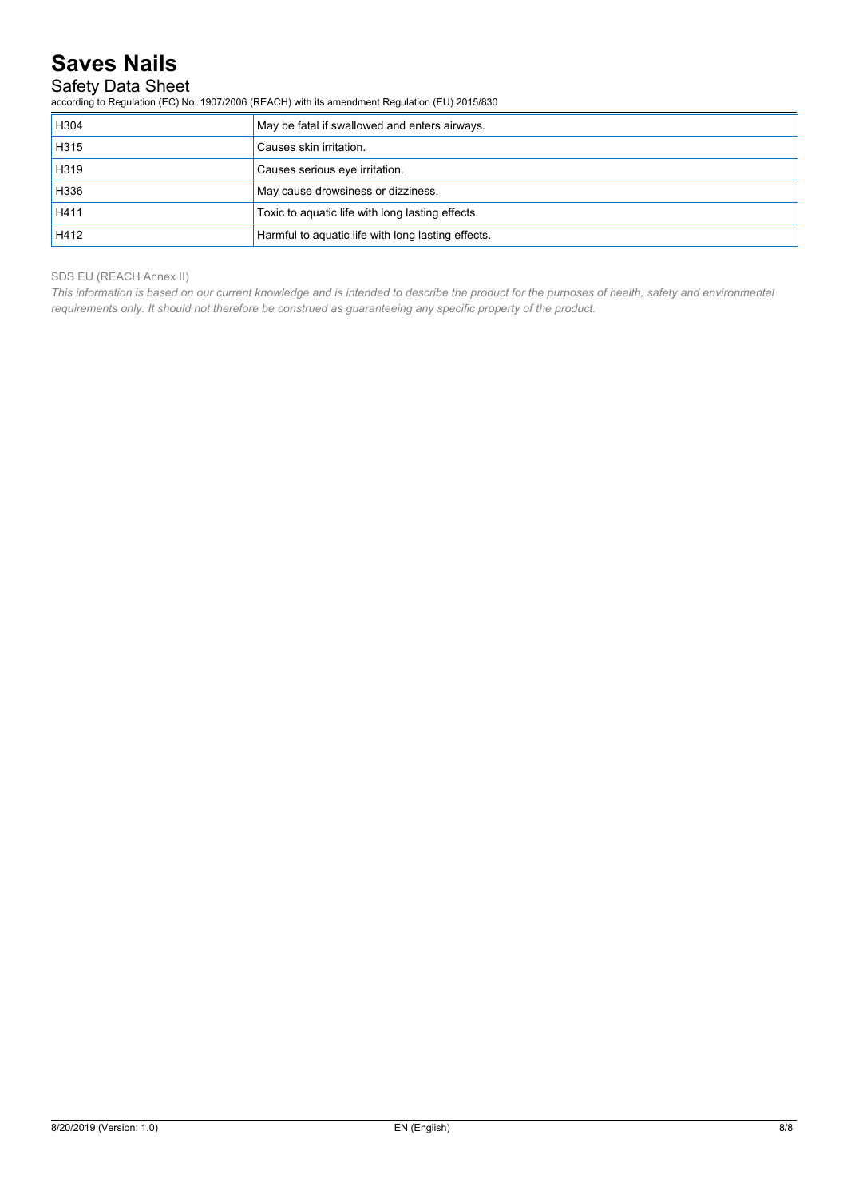| | |
|---|---|
| H304 | May be fatal if swallowed and enters airways. |
| H315 | Causes skin irritation. |
| H319 | Causes serious eye irritation. |
| H336 | May cause drowsiness or dizziness. |
| H411 | Toxic to aquatic life with long lasting effects. |
| H412 | Harmful to aquatic life with long lasting effects. |

SDS EU (REACH Annex II)

*This information is based on our current knowledge and is intended to describe the product for the purposes of health, safety and environmental requirements only. It should not therefore be construed as guaranteeing any specific property of the product.*